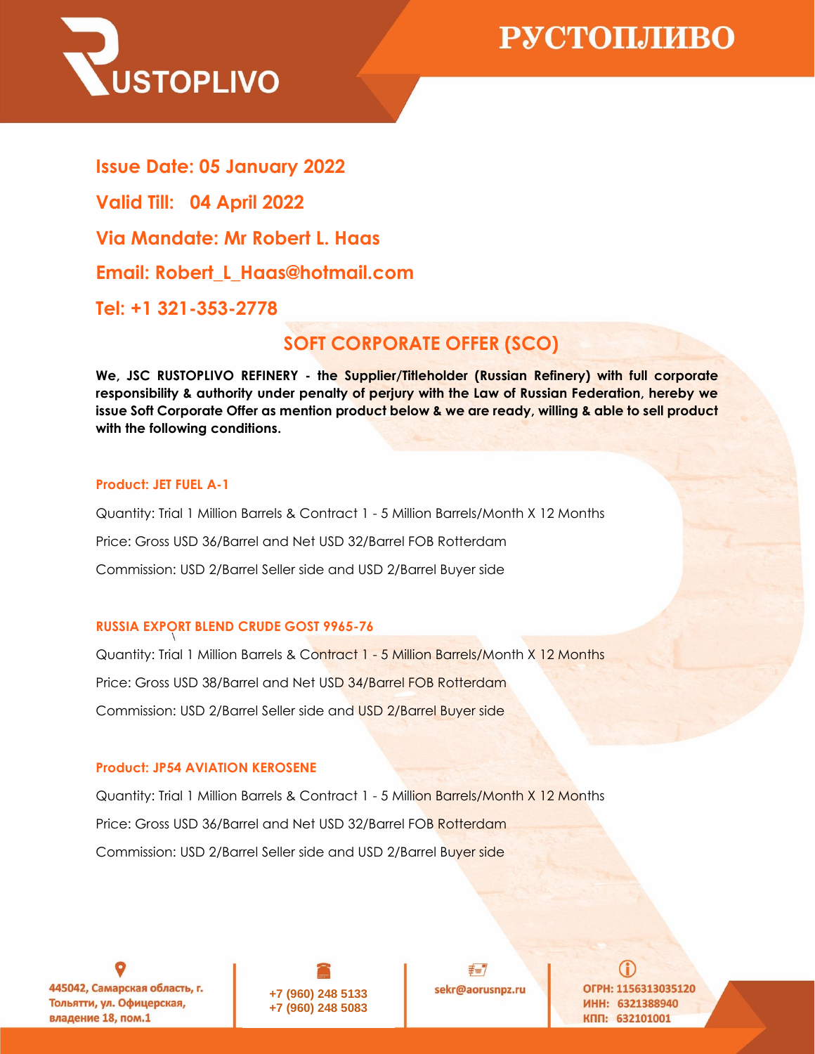USTOPLIVO

РУСТОПЛИВО

**Issue Date: 05 January 2022**

**Valid Till: 04 April 2022**

**Via Mandate: Mr Robert L. Haas**

**Email: Robert_L_Haas@hotmail.com**

**Tel: +1 321-353-2778**

## SOFT CORPORATE OFFER (SCO)

**We, JSC RUSTOPLIVO REFINERY - the Supplier/Titleholder (Russian Refinery) with full corporate responsibility & authority under penalty of perjury with the Law of Russian Federation, hereby we issue Soft Corporate Offer as mention product below & we are ready, willing & able to sell product with the following conditions.**

**Product: JET FUEL A-1**

Quantity: Trial 1 Million Barrels & Contract 1 - 5 Million Barrels/Month X 12 Months

Price: Gross USD 36/Barrel and Net USD 32/Barrel FOB Rotterdam

Commission: USD 2/Barrel Seller side and USD 2/Barrel Buyer side

**RUSSIA EXPORT BLEND CRUDE GOST 9965-76**

Quantity: Trial 1 Million Barrels & Contract 1 - 5 Million Barrels/Month X 12 Months

Price: Gross USD 38/Barrel and Net USD 34/Barrel FOB Rotterdam

Commission: USD 2/Barrel Seller side and USD 2/Barrel Buyer side

**Product: JP54 AVIATION KEROSENE**

Quantity: Trial 1 Million Barrels & Contract 1 - 5 Million Barrels/Month X 12 Months

Price: Gross USD 36/Barrel and Net USD 32/Barrel FOB Rotterdam

Commission: USD 2/Barrel Seller side and USD 2/Barrel Buyer side

445042, Самарская область, г. Тольятти, ул. Офицерская, владение 18, пом.1

+7 (960) 248 5133
+7 (960) 248 5083

sekr@aorusnpz.ru

ОГРН: 1156313035120
ИНН: 6321388940
КПП: 632101001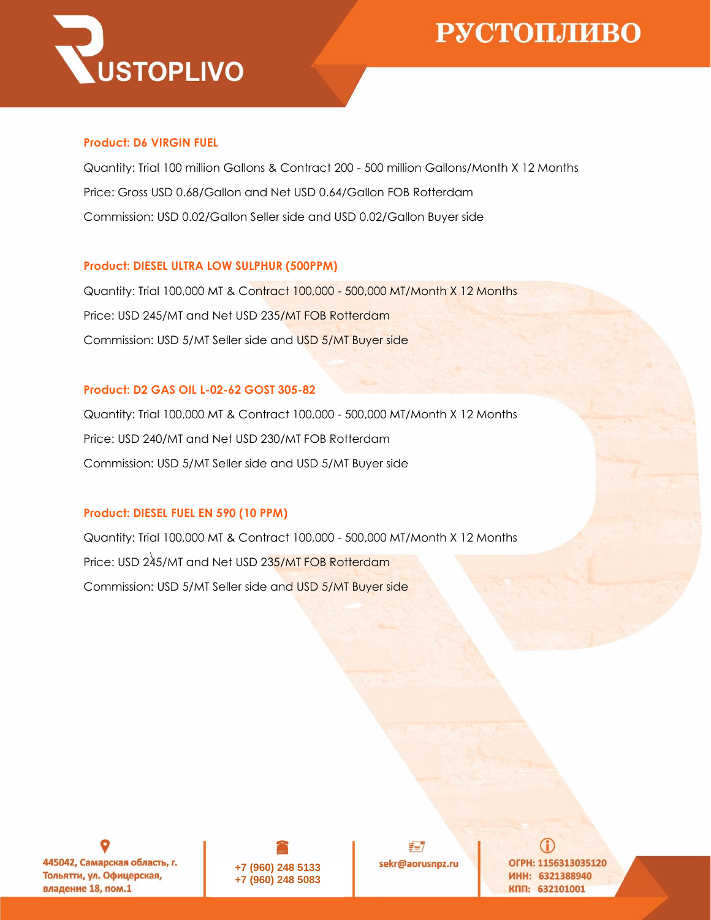**Product: D6 VIRGIN FUEL**

Quantity: Trial 100 million Gallons & Contract 200 - 500 million Gallons/Month X 12 Months

Price: Gross USD 0.68/Gallon and Net USD 0.64/Gallon FOB Rotterdam

Commission: USD 0.02/Gallon Seller side and USD 0.02/Gallon Buyer side

**Product: DIESEL ULTRA LOW SULPHUR (500PPM)**

Quantity: Trial 100,000 MT & Contract 100,000 - 500,000 MT/Month X 12 Months

Price: USD 245/MT and Net USD 235/MT FOB Rotterdam

Commission: USD 5/MT Seller side and USD 5/MT Buyer side

**Product: D2 GAS OIL L-02-62 GOST 305-82**

Quantity: Trial 100,000 MT & Contract 100,000 - 500,000 MT/Month X 12 Months

Price: USD 240/MT and Net USD 230/MT FOB Rotterdam

Commission: USD 5/MT Seller side and USD 5/MT Buyer side

**Product: DIESEL FUEL EN 590 (10 PPM)**

Quantity: Trial 100,000 MT & Contract 100,000 - 500,000 MT/Month X 12 Months

Price: USD 245/MT and Net USD 235/MT FOB Rotterdam

Commission: USD 5/MT Seller side and USD 5/MT Buyer side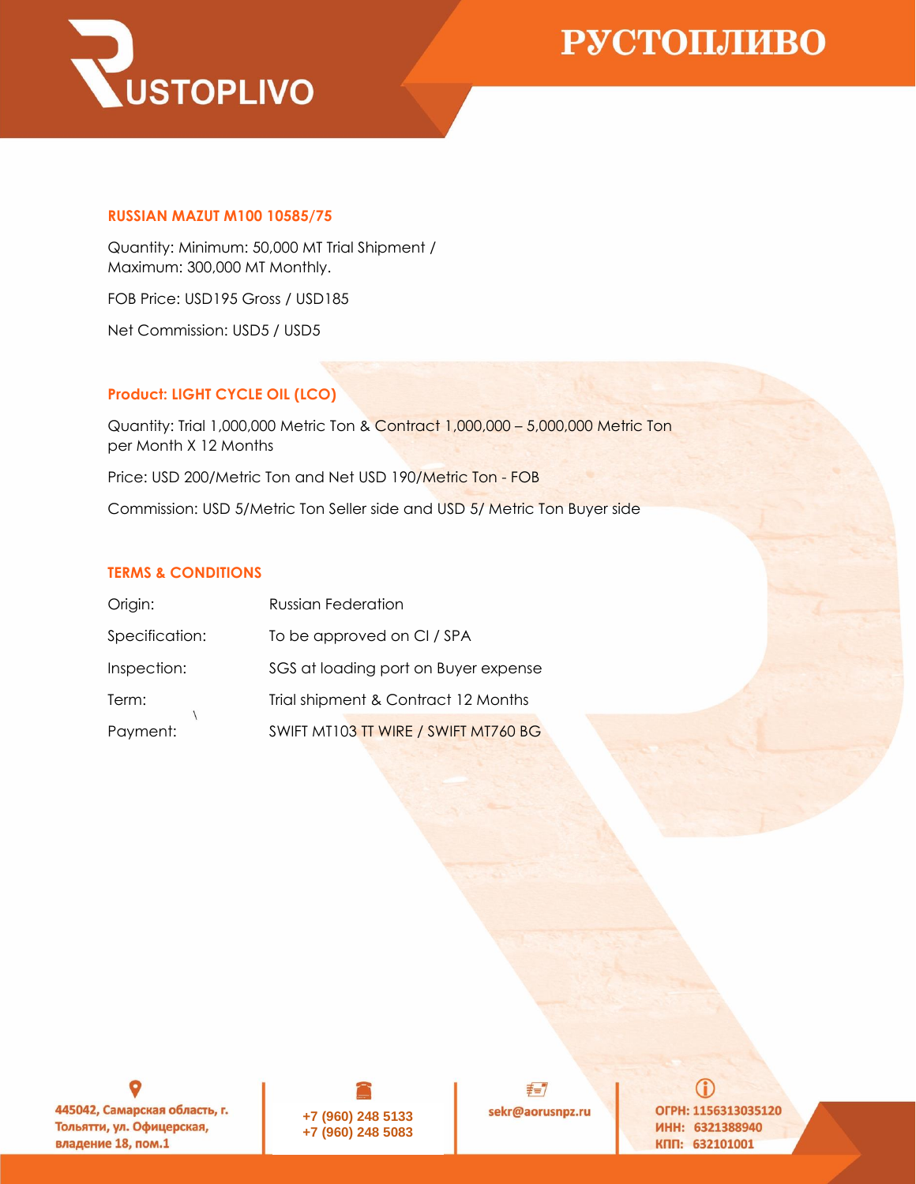**RUSTOPLIVO** **РУСТОПЛИВО**

### RUSSIAN MAZUT M100 10585/75

Quantity: Minimum: 50,000 MT Trial Shipment /
Maximum: 300,000 MT Monthly.

FOB Price: USD195 Gross / USD185

Net Commission: USD5 / USD5

### Product: LIGHT CYCLE OIL (LCO)

Quantity: Trial 1,000,000 Metric Ton & Contract 1,000,000 – 5,000,000 Metric Ton per Month X 12 Months

Price: USD 200/Metric Ton and Net USD 190/Metric Ton - FOB

Commission: USD 5/Metric Ton Seller side and USD 5/ Metric Ton Buyer side

### TERMS & CONDITIONS

| | |
|---|---|
| Origin: | Russian Federation |
| Specification: | To be approved on CI / SPA |
| Inspection: | SGS at loading port on Buyer expense |
| Term: | Trial shipment & Contract 12 Months |
| Payment: | SWIFT MT103 TT WIRE / SWIFT MT760 BG |

445042, Самарская область, г. Тольятти, ул. Офицерская, владение 18, пом.1

+7 (960) 248 5133
+7 (960) 248 5083

sekr@aorusnpz.ru

ОГРН: 1156313035120
ИНН: 6321388940
КПП: 632101001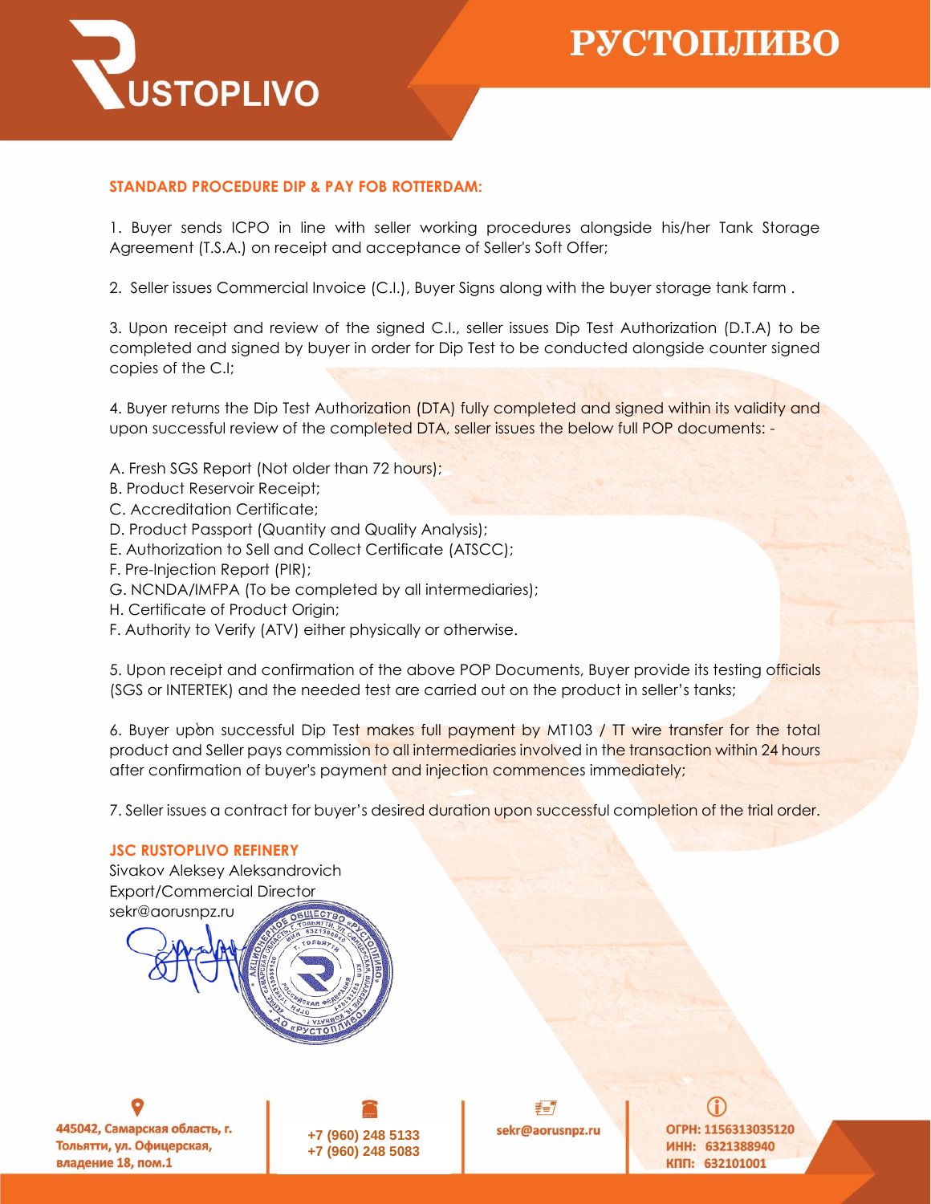### STANDARD PROCEDURE DIP & PAY FOB ROTTERDAM:

1. Buyer sends ICPO in line with seller working procedures alongside his/her Tank Storage Agreement (T.S.A.) on receipt and acceptance of Seller's Soft Offer;

2. Seller issues Commercial Invoice (C.I.), Buyer Signs along with the buyer storage tank farm .

3. Upon receipt and review of the signed C.I., seller issues Dip Test Authorization (D.T.A) to be completed and signed by buyer in order for Dip Test to be conducted alongside counter signed copies of the C.I;

4. Buyer returns the Dip Test Authorization (DTA) fully completed and signed within its validity and upon successful review of the completed DTA, seller issues the below full POP documents: -

A. Fresh SGS Report (Not older than 72 hours);
B. Product Reservoir Receipt;
C. Accreditation Certificate;
D. Product Passport (Quantity and Quality Analysis);
E. Authorization to Sell and Collect Certificate (ATSCC);
F. Pre-Injection Report (PIR);
G. NCNDA/IMFPA (To be completed by all intermediaries);
H. Certificate of Product Origin;
F. Authority to Verify (ATV) either physically or otherwise.

5. Upon receipt and confirmation of the above POP Documents, Buyer provide its testing officials (SGS or INTERTEK) and the needed test are carried out on the product in seller's tanks;

6. Buyer upon successful Dip Test makes full payment by MT103 / TT wire transfer for the total product and Seller pays commission to all intermediaries involved in the transaction within 24 hours after confirmation of buyer's payment and injection commences immediately;

7. Seller issues a contract for buyer's desired duration upon successful completion of the trial order.

**JSC RUSTOPLIVO REFINERY**
Sivakov Aleksey Aleksandrovich
Export/Commercial Director
sekr@aorusnpz.ru

445042, Самарская область, г. Тольятти, ул. Офицерская, владение 18, пом.1

+7 (960) 248 5133
+7 (960) 248 5083

sekr@aorusnpz.ru

ОГРН: 1156313035120
ИНН: 6321388940
КПП: 632101001